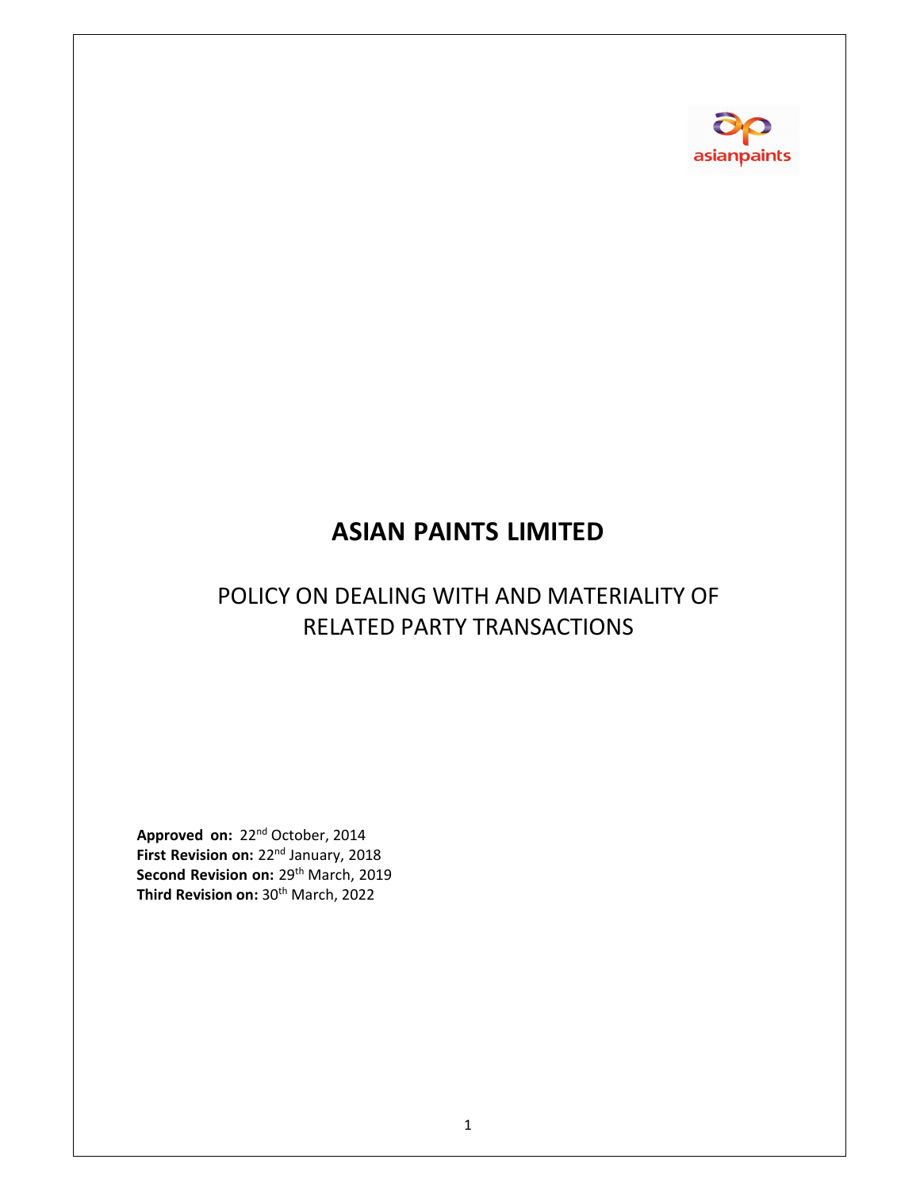# ASIAN PAINTS LIMITED

## POLICY ON DEALING WITH AND MATERIALITY OF RELATED PARTY TRANSACTIONS

**Approved on:** 22nd October, 2014
**First Revision on:** 22nd January, 2018
**Second Revision on:** 29th March, 2019
**Third Revision on:** 30th March, 2022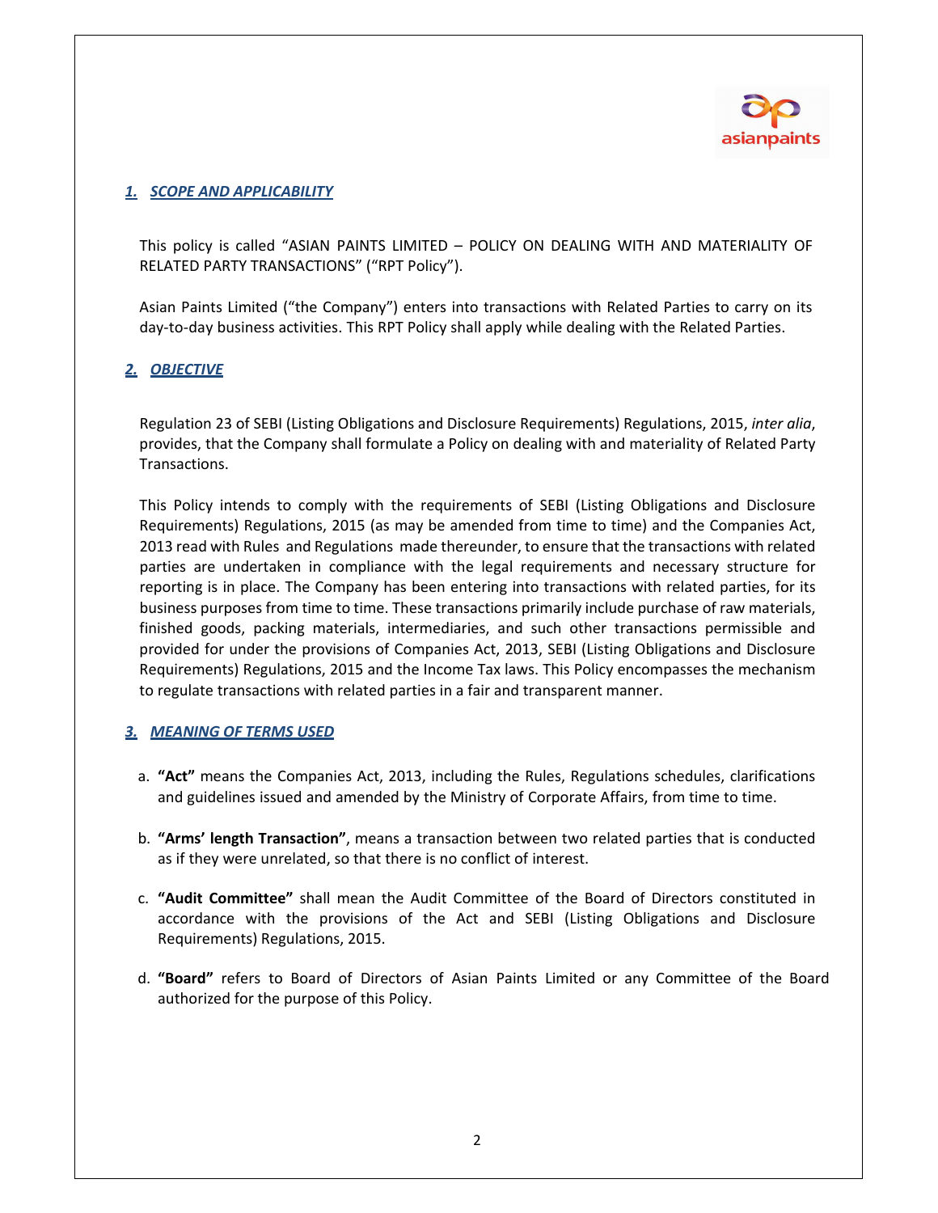## 1. *SCOPE AND APPLICABILITY*

This policy is called "ASIAN PAINTS LIMITED – POLICY ON DEALING WITH AND MATERIALITY OF RELATED PARTY TRANSACTIONS" ("RPT Policy").

Asian Paints Limited ("the Company") enters into transactions with Related Parties to carry on its day-to-day business activities. This RPT Policy shall apply while dealing with the Related Parties.

## 2. *OBJECTIVE*

Regulation 23 of SEBI (Listing Obligations and Disclosure Requirements) Regulations, 2015, *inter alia*, provides, that the Company shall formulate a Policy on dealing with and materiality of Related Party Transactions.

This Policy intends to comply with the requirements of SEBI (Listing Obligations and Disclosure Requirements) Regulations, 2015 (as may be amended from time to time) and the Companies Act, 2013 read with Rules and Regulations made thereunder, to ensure that the transactions with related parties are undertaken in compliance with the legal requirements and necessary structure for reporting is in place. The Company has been entering into transactions with related parties, for its business purposes from time to time. These transactions primarily include purchase of raw materials, finished goods, packing materials, intermediaries, and such other transactions permissible and provided for under the provisions of Companies Act, 2013, SEBI (Listing Obligations and Disclosure Requirements) Regulations, 2015 and the Income Tax laws. This Policy encompasses the mechanism to regulate transactions with related parties in a fair and transparent manner.

## 3. *MEANING OF TERMS USED*

a. **"Act"** means the Companies Act, 2013, including the Rules, Regulations schedules, clarifications and guidelines issued and amended by the Ministry of Corporate Affairs, from time to time.

b. **"Arms' length Transaction"**, means a transaction between two related parties that is conducted as if they were unrelated, so that there is no conflict of interest.

c. **"Audit Committee"** shall mean the Audit Committee of the Board of Directors constituted in accordance with the provisions of the Act and SEBI (Listing Obligations and Disclosure Requirements) Regulations, 2015.

d. **"Board"** refers to Board of Directors of Asian Paints Limited or any Committee of the Board authorized for the purpose of this Policy.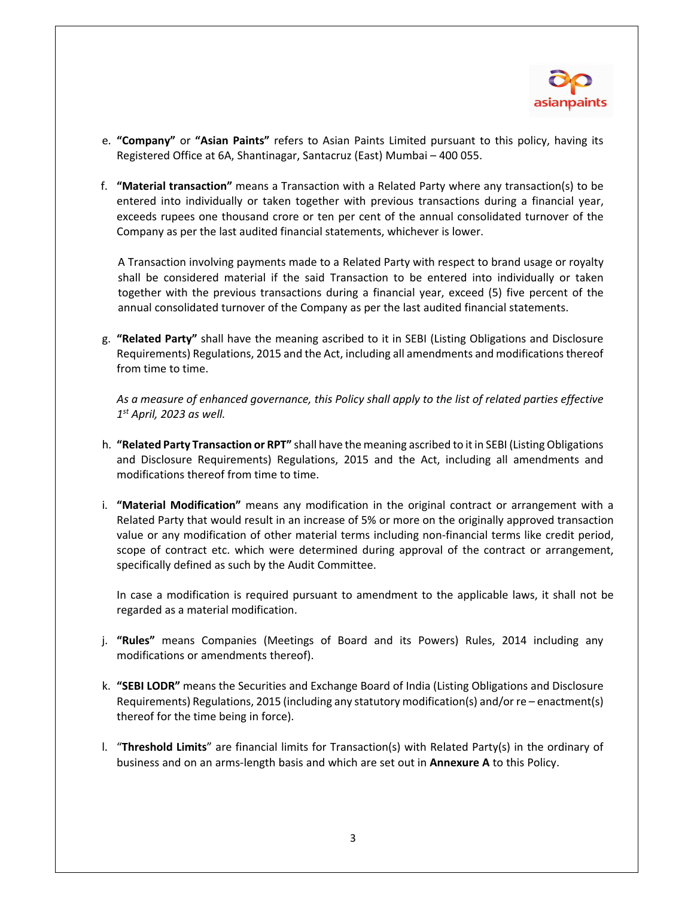e. **"Company"** or **"Asian Paints"** refers to Asian Paints Limited pursuant to this policy, having its Registered Office at 6A, Shantinagar, Santacruz (East) Mumbai – 400 055.

f. **"Material transaction"** means a Transaction with a Related Party where any transaction(s) to be entered into individually or taken together with previous transactions during a financial year, exceeds rupees one thousand crore or ten per cent of the annual consolidated turnover of the Company as per the last audited financial statements, whichever is lower.

   A Transaction involving payments made to a Related Party with respect to brand usage or royalty shall be considered material if the said Transaction to be entered into individually or taken together with the previous transactions during a financial year, exceed (5) five percent of the annual consolidated turnover of the Company as per the last audited financial statements.

g. **"Related Party"** shall have the meaning ascribed to it in SEBI (Listing Obligations and Disclosure Requirements) Regulations, 2015 and the Act, including all amendments and modifications thereof from time to time.

   *As a measure of enhanced governance, this Policy shall apply to the list of related parties effective 1st April, 2023 as well.*

h. **"Related Party Transaction or RPT"** shall have the meaning ascribed to it in SEBI (Listing Obligations and Disclosure Requirements) Regulations, 2015 and the Act, including all amendments and modifications thereof from time to time.

i. **"Material Modification"** means any modification in the original contract or arrangement with a Related Party that would result in an increase of 5% or more on the originally approved transaction value or any modification of other material terms including non-financial terms like credit period, scope of contract etc. which were determined during approval of the contract or arrangement, specifically defined as such by the Audit Committee.

   In case a modification is required pursuant to amendment to the applicable laws, it shall not be regarded as a material modification.

j. **"Rules"** means Companies (Meetings of Board and its Powers) Rules, 2014 including any modifications or amendments thereof).

k. **"SEBI LODR"** means the Securities and Exchange Board of India (Listing Obligations and Disclosure Requirements) Regulations, 2015 (including any statutory modification(s) and/or re – enactment(s) thereof for the time being in force).

l. "**Threshold Limits**" are financial limits for Transaction(s) with Related Party(s) in the ordinary of business and on an arms-length basis and which are set out in **Annexure A** to this Policy.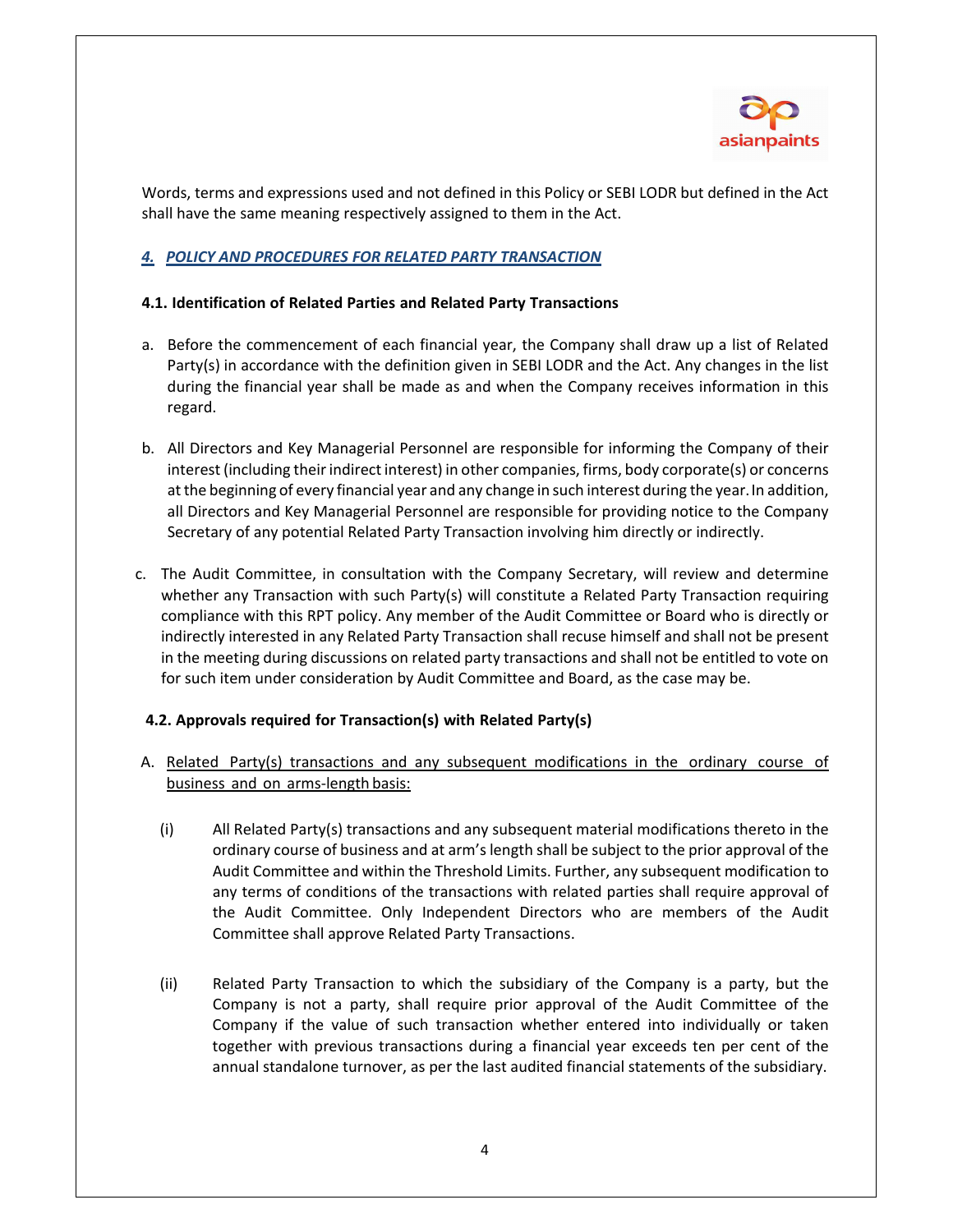Words, terms and expressions used and not defined in this Policy or SEBI LODR but defined in the Act shall have the same meaning respectively assigned to them in the Act.

## *4. POLICY AND PROCEDURES FOR RELATED PARTY TRANSACTION*

### 4.1. Identification of Related Parties and Related Party Transactions

a. Before the commencement of each financial year, the Company shall draw up a list of Related Party(s) in accordance with the definition given in SEBI LODR and the Act. Any changes in the list during the financial year shall be made as and when the Company receives information in this regard.

b. All Directors and Key Managerial Personnel are responsible for informing the Company of their interest (including their indirect interest) in other companies, firms, body corporate(s) or concerns at the beginning of every financial year and any change in such interest during the year. In addition, all Directors and Key Managerial Personnel are responsible for providing notice to the Company Secretary of any potential Related Party Transaction involving him directly or indirectly.

c. The Audit Committee, in consultation with the Company Secretary, will review and determine whether any Transaction with such Party(s) will constitute a Related Party Transaction requiring compliance with this RPT policy. Any member of the Audit Committee or Board who is directly or indirectly interested in any Related Party Transaction shall recuse himself and shall not be present in the meeting during discussions on related party transactions and shall not be entitled to vote on for such item under consideration by Audit Committee and Board, as the case may be.

### 4.2. Approvals required for Transaction(s) with Related Party(s)

A. Related Party(s) transactions and any subsequent modifications in the ordinary course of business and on arms-length basis:

(i) All Related Party(s) transactions and any subsequent material modifications thereto in the ordinary course of business and at arm's length shall be subject to the prior approval of the Audit Committee and within the Threshold Limits. Further, any subsequent modification to any terms of conditions of the transactions with related parties shall require approval of the Audit Committee. Only Independent Directors who are members of the Audit Committee shall approve Related Party Transactions.

(ii) Related Party Transaction to which the subsidiary of the Company is a party, but the Company is not a party, shall require prior approval of the Audit Committee of the Company if the value of such transaction whether entered into individually or taken together with previous transactions during a financial year exceeds ten per cent of the annual standalone turnover, as per the last audited financial statements of the subsidiary.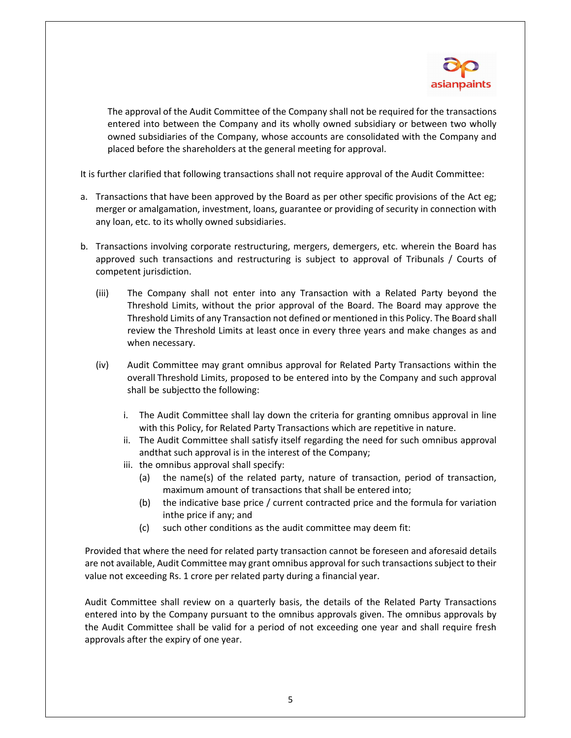The approval of the Audit Committee of the Company shall not be required for the transactions entered into between the Company and its wholly owned subsidiary or between two wholly owned subsidiaries of the Company, whose accounts are consolidated with the Company and placed before the shareholders at the general meeting for approval.

It is further clarified that following transactions shall not require approval of the Audit Committee:

a. Transactions that have been approved by the Board as per other specific provisions of the Act eg; merger or amalgamation, investment, loans, guarantee or providing of security in connection with any loan, etc. to its wholly owned subsidiaries.

b. Transactions involving corporate restructuring, mergers, demergers, etc. wherein the Board has approved such transactions and restructuring is subject to approval of Tribunals / Courts of competent jurisdiction.

(iii) The Company shall not enter into any Transaction with a Related Party beyond the Threshold Limits, without the prior approval of the Board. The Board may approve the Threshold Limits of any Transaction not defined or mentioned in this Policy. The Board shall review the Threshold Limits at least once in every three years and make changes as and when necessary.

(iv) Audit Committee may grant omnibus approval for Related Party Transactions within the overall Threshold Limits, proposed to be entered into by the Company and such approval shall be subjectto the following:

   i. The Audit Committee shall lay down the criteria for granting omnibus approval in line with this Policy, for Related Party Transactions which are repetitive in nature.
   ii. The Audit Committee shall satisfy itself regarding the need for such omnibus approval andthat such approval is in the interest of the Company;
   iii. the omnibus approval shall specify:
      (a) the name(s) of the related party, nature of transaction, period of transaction, maximum amount of transactions that shall be entered into;
      (b) the indicative base price / current contracted price and the formula for variation inthe price if any; and
      (c) such other conditions as the audit committee may deem fit:

Provided that where the need for related party transaction cannot be foreseen and aforesaid details are not available, Audit Committee may grant omnibus approval for such transactions subject to their value not exceeding Rs. 1 crore per related party during a financial year.

Audit Committee shall review on a quarterly basis, the details of the Related Party Transactions entered into by the Company pursuant to the omnibus approvals given. The omnibus approvals by the Audit Committee shall be valid for a period of not exceeding one year and shall require fresh approvals after the expiry of one year.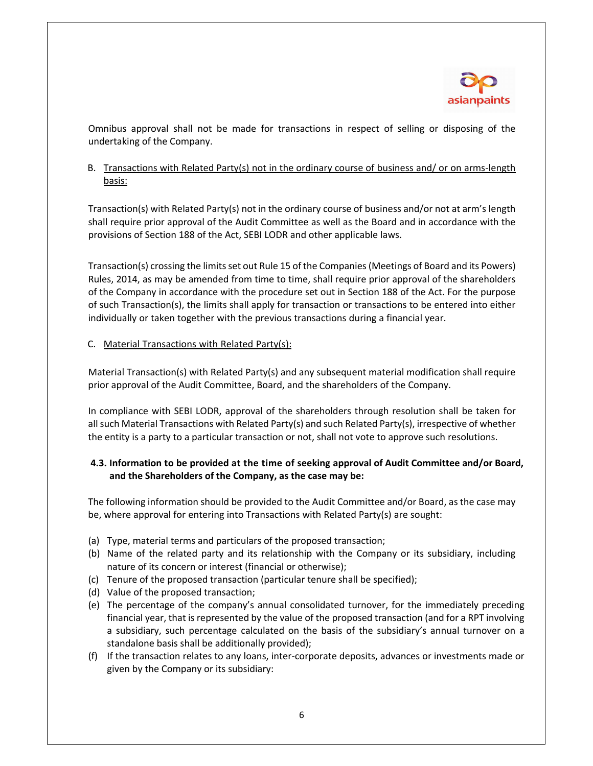Omnibus approval shall not be made for transactions in respect of selling or disposing of the undertaking of the Company.

B. Transactions with Related Party(s) not in the ordinary course of business and/ or on arms-length basis:

Transaction(s) with Related Party(s) not in the ordinary course of business and/or not at arm's length shall require prior approval of the Audit Committee as well as the Board and in accordance with the provisions of Section 188 of the Act, SEBI LODR and other applicable laws.

Transaction(s) crossing the limits set out Rule 15 of the Companies (Meetings of Board and its Powers) Rules, 2014, as may be amended from time to time, shall require prior approval of the shareholders of the Company in accordance with the procedure set out in Section 188 of the Act. For the purpose of such Transaction(s), the limits shall apply for transaction or transactions to be entered into either individually or taken together with the previous transactions during a financial year.

C. Material Transactions with Related Party(s):

Material Transaction(s) with Related Party(s) and any subsequent material modification shall require prior approval of the Audit Committee, Board, and the shareholders of the Company.

In compliance with SEBI LODR, approval of the shareholders through resolution shall be taken for all such Material Transactions with Related Party(s) and such Related Party(s), irrespective of whether the entity is a party to a particular transaction or not, shall not vote to approve such resolutions.

**4.3. Information to be provided at the time of seeking approval of Audit Committee and/or Board, and the Shareholders of the Company, as the case may be:**

The following information should be provided to the Audit Committee and/or Board, as the case may be, where approval for entering into Transactions with Related Party(s) are sought:

(a) Type, material terms and particulars of the proposed transaction;
(b) Name of the related party and its relationship with the Company or its subsidiary, including nature of its concern or interest (financial or otherwise);
(c) Tenure of the proposed transaction (particular tenure shall be specified);
(d) Value of the proposed transaction;
(e) The percentage of the company's annual consolidated turnover, for the immediately preceding financial year, that is represented by the value of the proposed transaction (and for a RPT involving a subsidiary, such percentage calculated on the basis of the subsidiary's annual turnover on a standalone basis shall be additionally provided);
(f) If the transaction relates to any loans, inter-corporate deposits, advances or investments made or given by the Company or its subsidiary: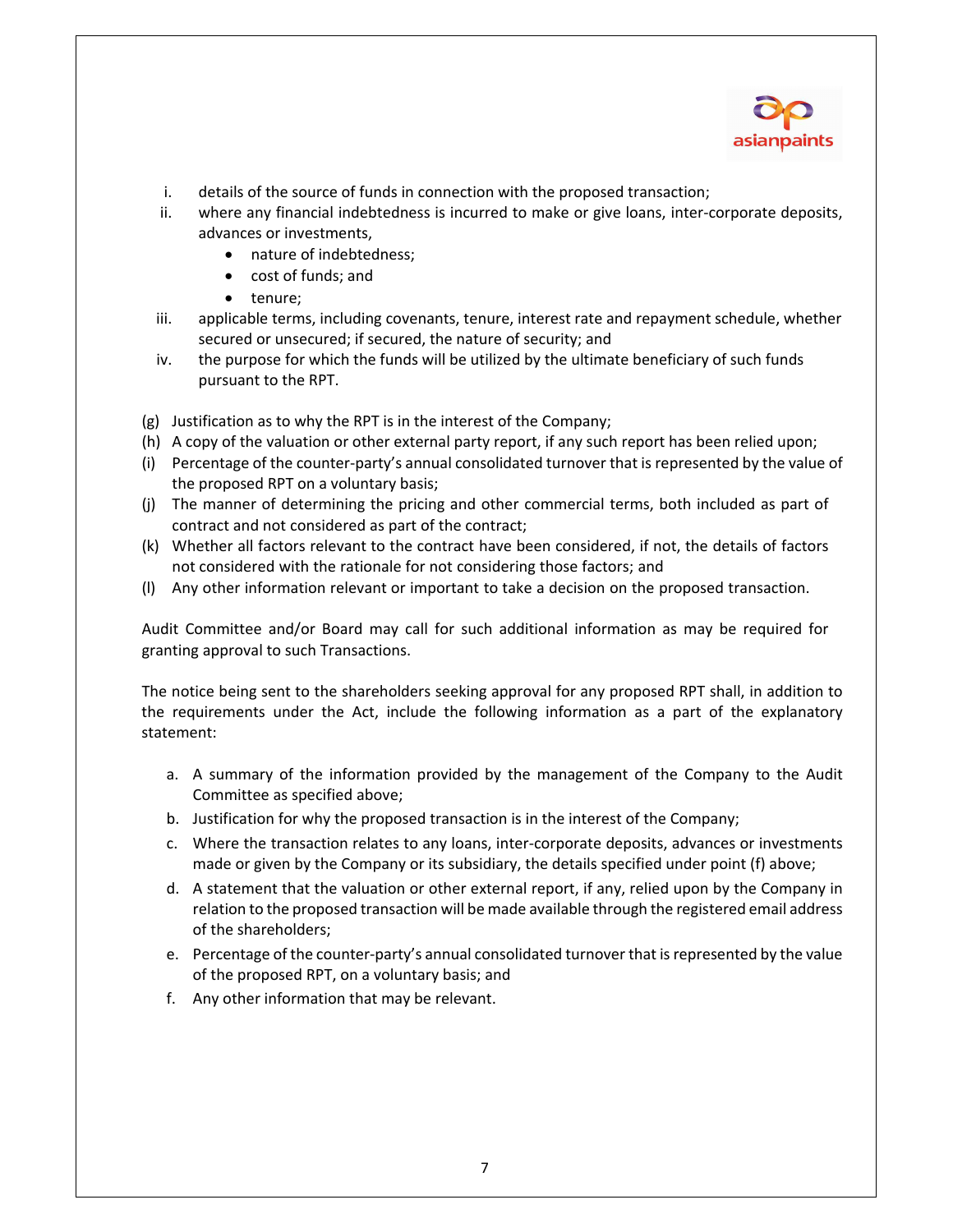i. details of the source of funds in connection with the proposed transaction;
ii. where any financial indebtedness is incurred to make or give loans, inter-corporate deposits, advances or investments,
    - nature of indebtedness;
    - cost of funds; and
    - tenure;
iii. applicable terms, including covenants, tenure, interest rate and repayment schedule, whether secured or unsecured; if secured, the nature of security; and
iv. the purpose for which the funds will be utilized by the ultimate beneficiary of such funds pursuant to the RPT.

(g) Justification as to why the RPT is in the interest of the Company;
(h) A copy of the valuation or other external party report, if any such report has been relied upon;
(i) Percentage of the counter-party's annual consolidated turnover that is represented by the value of the proposed RPT on a voluntary basis;
(j) The manner of determining the pricing and other commercial terms, both included as part of contract and not considered as part of the contract;
(k) Whether all factors relevant to the contract have been considered, if not, the details of factors not considered with the rationale for not considering those factors; and
(l) Any other information relevant or important to take a decision on the proposed transaction.

Audit Committee and/or Board may call for such additional information as may be required for granting approval to such Transactions.

The notice being sent to the shareholders seeking approval for any proposed RPT shall, in addition to the requirements under the Act, include the following information as a part of the explanatory statement:

a. A summary of the information provided by the management of the Company to the Audit Committee as specified above;
b. Justification for why the proposed transaction is in the interest of the Company;
c. Where the transaction relates to any loans, inter-corporate deposits, advances or investments made or given by the Company or its subsidiary, the details specified under point (f) above;
d. A statement that the valuation or other external report, if any, relied upon by the Company in relation to the proposed transaction will be made available through the registered email address of the shareholders;
e. Percentage of the counter-party's annual consolidated turnover that is represented by the value of the proposed RPT, on a voluntary basis; and
f. Any other information that may be relevant.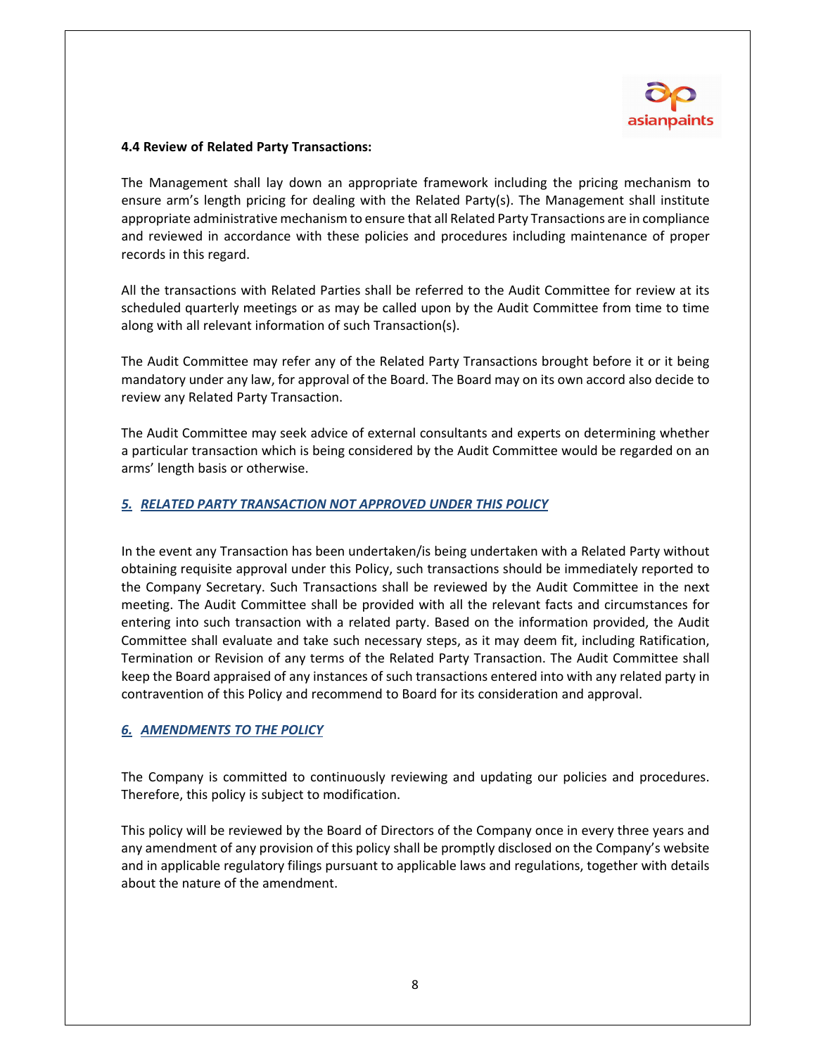**4.4 Review of Related Party Transactions:**

The Management shall lay down an appropriate framework including the pricing mechanism to ensure arm's length pricing for dealing with the Related Party(s). The Management shall institute appropriate administrative mechanism to ensure that all Related Party Transactions are in compliance and reviewed in accordance with these policies and procedures including maintenance of proper records in this regard.

All the transactions with Related Parties shall be referred to the Audit Committee for review at its scheduled quarterly meetings or as may be called upon by the Audit Committee from time to time along with all relevant information of such Transaction(s).

The Audit Committee may refer any of the Related Party Transactions brought before it or it being mandatory under any law, for approval of the Board. The Board may on its own accord also decide to review any Related Party Transaction.

The Audit Committee may seek advice of external consultants and experts on determining whether a particular transaction which is being considered by the Audit Committee would be regarded on an arms' length basis or otherwise.

## *5. RELATED PARTY TRANSACTION NOT APPROVED UNDER THIS POLICY*

In the event any Transaction has been undertaken/is being undertaken with a Related Party without obtaining requisite approval under this Policy, such transactions should be immediately reported to the Company Secretary. Such Transactions shall be reviewed by the Audit Committee in the next meeting. The Audit Committee shall be provided with all the relevant facts and circumstances for entering into such transaction with a related party. Based on the information provided, the Audit Committee shall evaluate and take such necessary steps, as it may deem fit, including Ratification, Termination or Revision of any terms of the Related Party Transaction. The Audit Committee shall keep the Board appraised of any instances of such transactions entered into with any related party in contravention of this Policy and recommend to Board for its consideration and approval.

## *6. AMENDMENTS TO THE POLICY*

The Company is committed to continuously reviewing and updating our policies and procedures. Therefore, this policy is subject to modification.

This policy will be reviewed by the Board of Directors of the Company once in every three years and any amendment of any provision of this policy shall be promptly disclosed on the Company's website and in applicable regulatory filings pursuant to applicable laws and regulations, together with details about the nature of the amendment.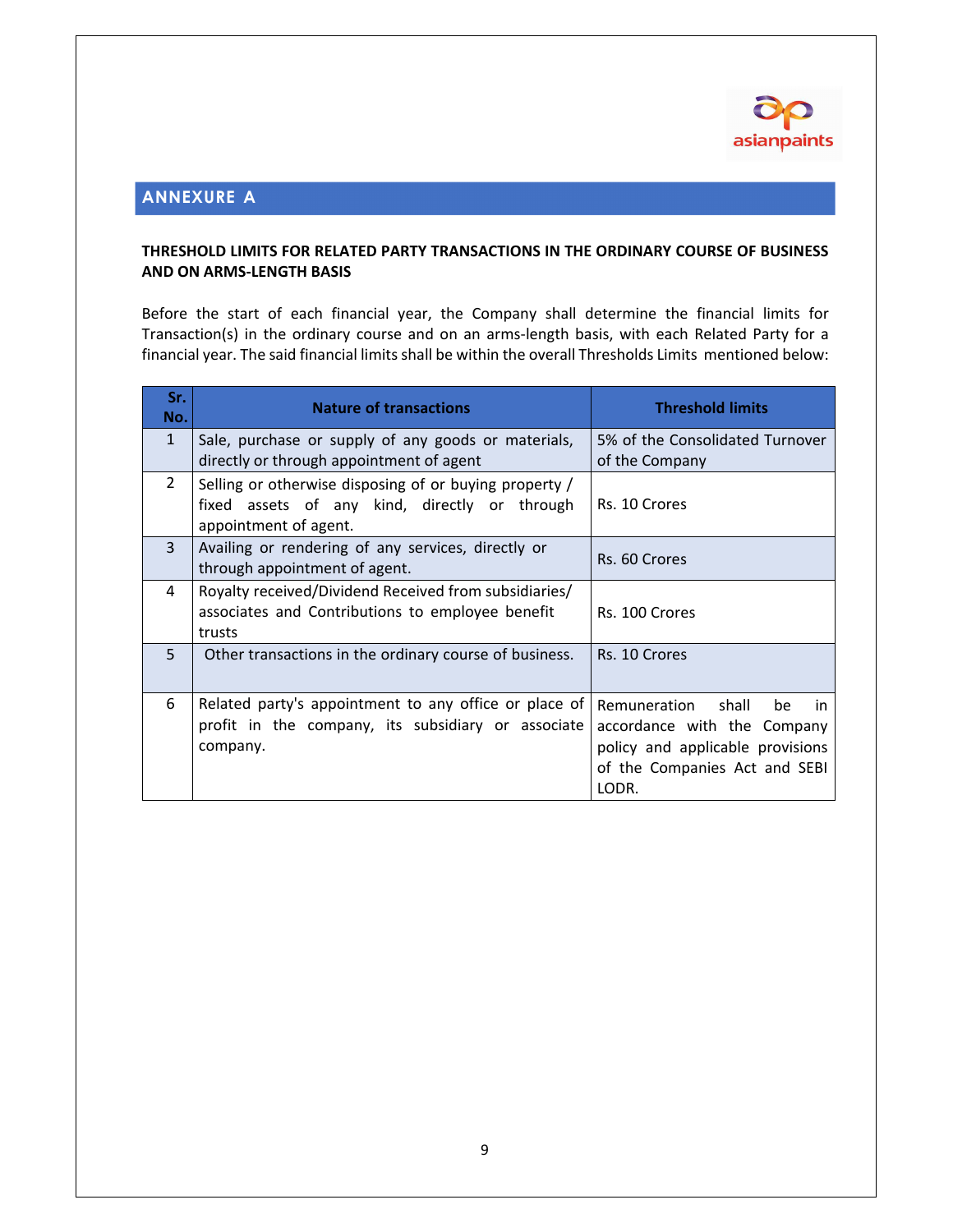## ANNEXURE A

**THRESHOLD LIMITS FOR RELATED PARTY TRANSACTIONS IN THE ORDINARY COURSE OF BUSINESS AND ON ARMS-LENGTH BASIS**

Before the start of each financial year, the Company shall determine the financial limits for Transaction(s) in the ordinary course and on an arms-length basis, with each Related Party for a financial year. The said financial limits shall be within the overall Thresholds Limits mentioned below:

| Sr. No. | Nature of transactions | Threshold limits |
|---|---|---|
| 1 | Sale, purchase or supply of any goods or materials, directly or through appointment of agent | 5% of the Consolidated Turnover of the Company |
| 2 | Selling or otherwise disposing of or buying property / fixed assets of any kind, directly or through appointment of agent. | Rs. 10 Crores |
| 3 | Availing or rendering of any services, directly or through appointment of agent. | Rs. 60 Crores |
| 4 | Royalty received/Dividend Received from subsidiaries/ associates and Contributions to employee benefit trusts | Rs. 100 Crores |
| 5 | Other transactions in the ordinary course of business. | Rs. 10 Crores |
| 6 | Related party's appointment to any office or place of profit in the company, its subsidiary or associate company. | Remuneration shall be in accordance with the Company policy and applicable provisions of the Companies Act and SEBI LODR. |